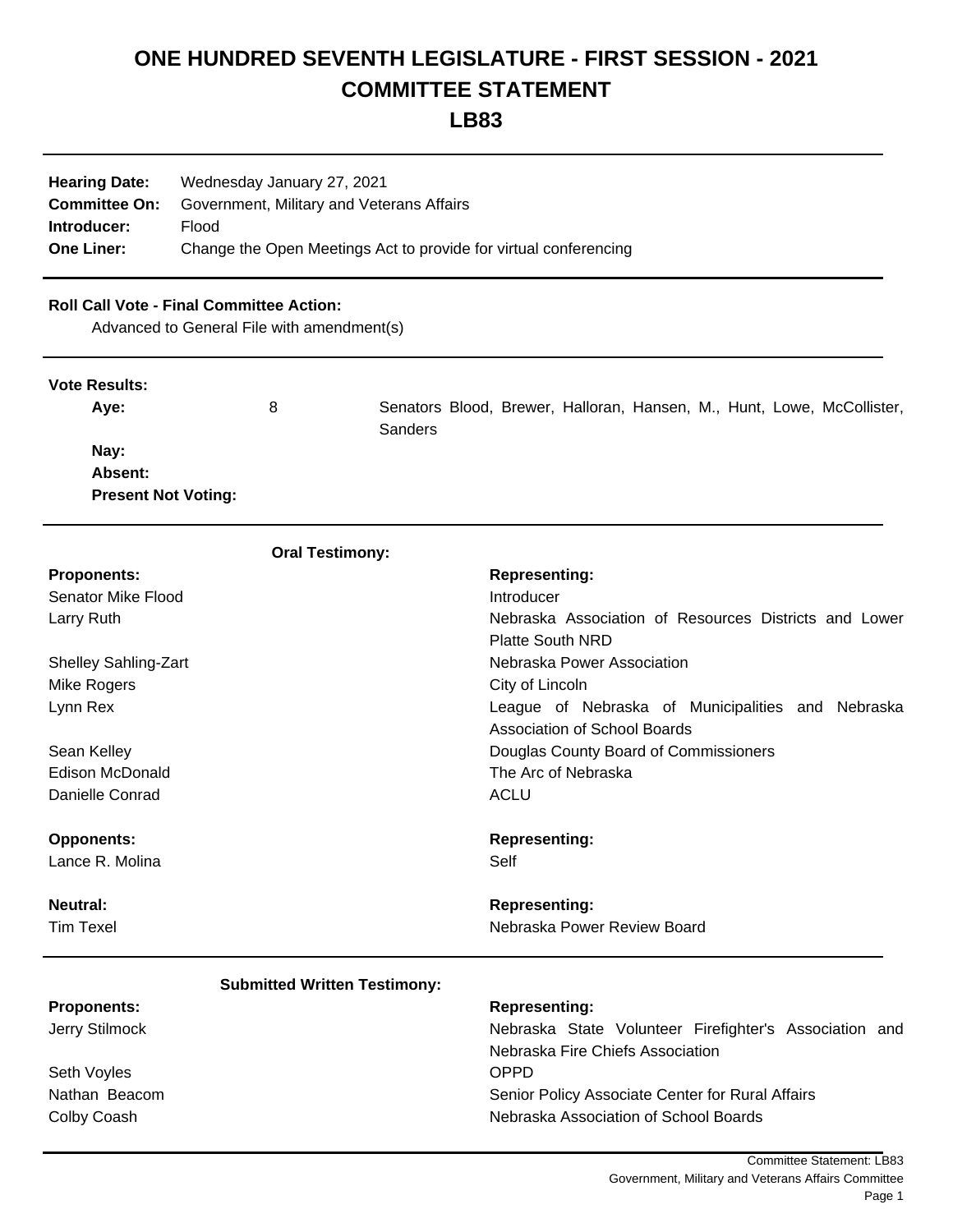# ONE HUNDRED SEVENTH LEGISLATURE - FIRST SESSION - 2021
# COMMITTEE STATEMENT
# LB83

**Hearing Date:** Wednesday January 27, 2021
**Committee On:** Government, Military and Veterans Affairs
**Introducer:** Flood
**One Liner:** Change the Open Meetings Act to provide for virtual conferencing

**Roll Call Vote - Final Committee Action:**

Advanced to General File with amendment(s)

**Vote Results:**

| | | |
|---|---|---|
| **Aye:** | 8 | Senators Blood, Brewer, Halloran, Hansen, M., Hunt, Lowe, McCollister, Sanders |
| **Nay:** | | |
| **Absent:** | | |
| **Present Not Voting:** | | |

**Oral Testimony:**

| **Proponents:** | **Representing:** |
|---|---|
| Senator Mike Flood | Introducer |
| Larry Ruth | Nebraska Association of Resources Districts and Lower Platte South NRD |
| Shelley Sahling-Zart | Nebraska Power Association |
| Mike Rogers | City of Lincoln |
| Lynn Rex | League of Nebraska of Municipalities and Nebraska Association of School Boards |
| Sean Kelley | Douglas County Board of Commissioners |
| Edison McDonald | The Arc of Nebraska |
| Danielle Conrad | ACLU |

| **Opponents:** | **Representing:** |
|---|---|
| Lance R. Molina | Self |

| **Neutral:** | **Representing:** |
|---|---|
| Tim Texel | Nebraska Power Review Board |

**Submitted Written Testimony:**

| **Proponents:** | **Representing:** |
|---|---|
| Jerry Stilmock | Nebraska State Volunteer Firefighter's Association and Nebraska Fire Chiefs Association |
| Seth Voyles | OPPD |
| Nathan Beacom | Senior Policy Associate Center for Rural Affairs |
| Colby Coash | Nebraska Association of School Boards |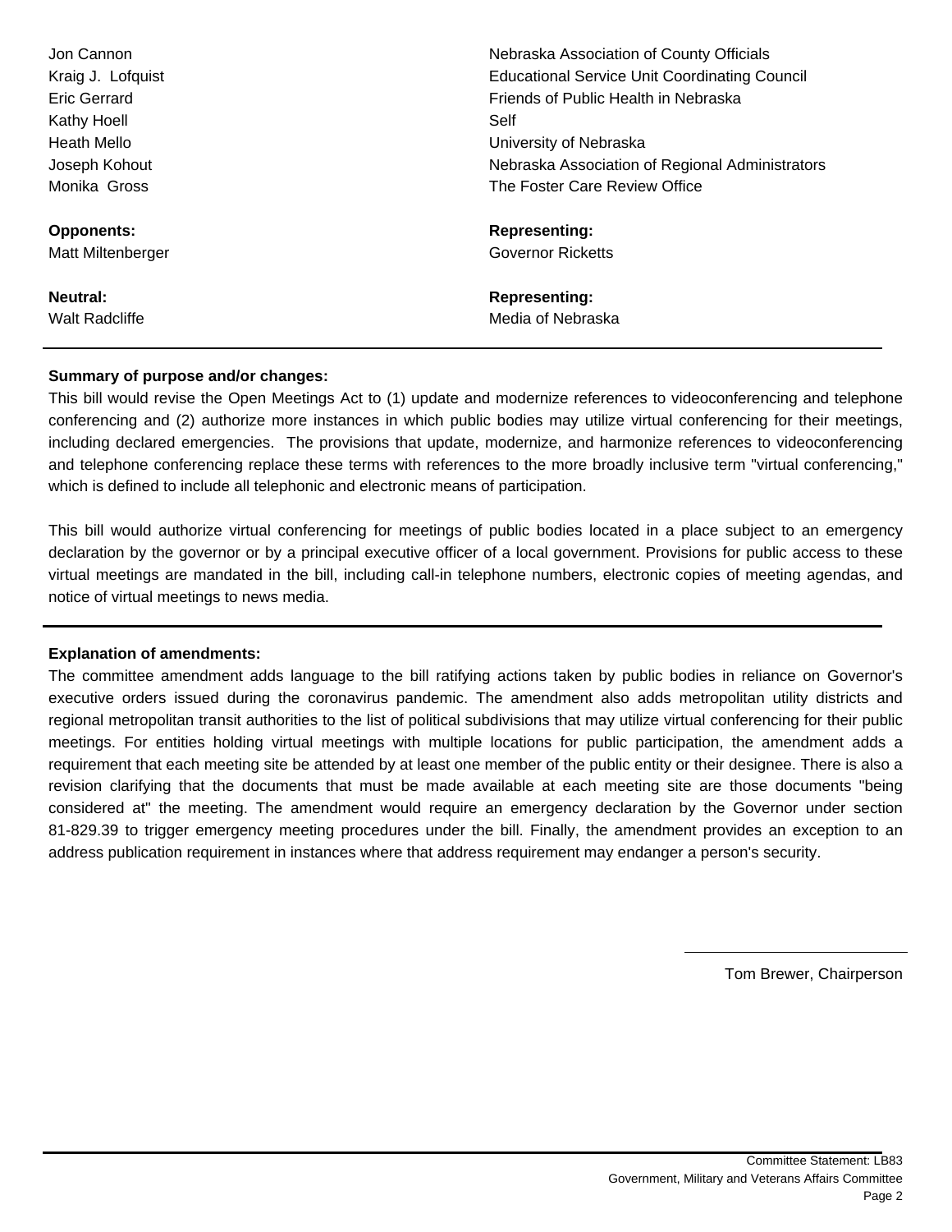| | |
|---|---|
| Jon Cannon | Nebraska Association of County Officials |
| Kraig J. Lofquist | Educational Service Unit Coordinating Council |
| Eric Gerrard | Friends of Public Health in Nebraska |
| Kathy Hoell | Self |
| Heath Mello | University of Nebraska |
| Joseph Kohout | Nebraska Association of Regional Administrators |
| Monika Gross | The Foster Care Review Office |

| **Opponents:** | **Representing:** |
|---|---|
| Matt Miltenberger | Governor Ricketts |

| **Neutral:** | **Representing:** |
|---|---|
| Walt Radcliffe | Media of Nebraska |

**Summary of purpose and/or changes:**

This bill would revise the Open Meetings Act to (1) update and modernize references to videoconferencing and telephone conferencing and (2) authorize more instances in which public bodies may utilize virtual conferencing for their meetings, including declared emergencies. The provisions that update, modernize, and harmonize references to videoconferencing and telephone conferencing replace these terms with references to the more broadly inclusive term "virtual conferencing," which is defined to include all telephonic and electronic means of participation.

This bill would authorize virtual conferencing for meetings of public bodies located in a place subject to an emergency declaration by the governor or by a principal executive officer of a local government. Provisions for public access to these virtual meetings are mandated in the bill, including call-in telephone numbers, electronic copies of meeting agendas, and notice of virtual meetings to news media.

**Explanation of amendments:**

The committee amendment adds language to the bill ratifying actions taken by public bodies in reliance on Governor's executive orders issued during the coronavirus pandemic. The amendment also adds metropolitan utility districts and regional metropolitan transit authorities to the list of political subdivisions that may utilize virtual conferencing for their public meetings. For entities holding virtual meetings with multiple locations for public participation, the amendment adds a requirement that each meeting site be attended by at least one member of the public entity or their designee. There is also a revision clarifying that the documents that must be made available at each meeting site are those documents "being considered at" the meeting. The amendment would require an emergency declaration by the Governor under section 81-829.39 to trigger emergency meeting procedures under the bill. Finally, the amendment provides an exception to an address publication requirement in instances where that address requirement may endanger a person's security.

Tom Brewer, Chairperson